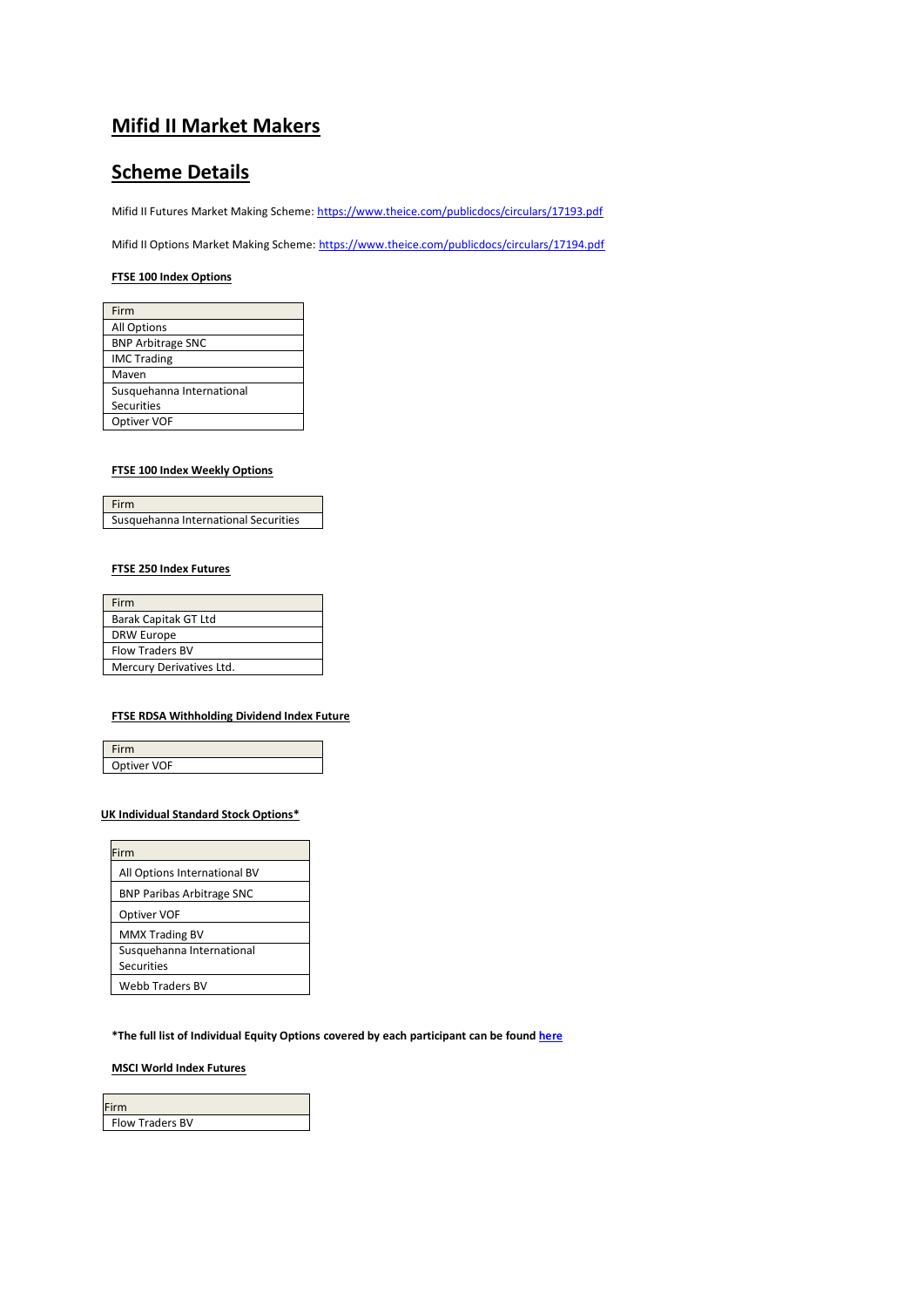# Mifid II Market Makers

# Scheme Details

Mifid II Futures Market Making Scheme: [https://www.theice.com/publicdocs/circulars/17193.pdf](https://www.theice.com/publicdocs/circulars/17193.pdf)

Mifid II Options Market Making Scheme: [https://www.theice.com/publicdocs/circulars/17194.pdf](https://www.theice.com/publicdocs/circulars/17194.pdf)

**FTSE 100 Index Options**

| Firm |
| --- |
| All Options |
| BNP Arbitrage SNC |
| IMC Trading |
| Maven |
| Susquehanna International Securities |
| Optiver VOF |

**FTSE 100 Index Weekly Options**

| Firm |
| --- |
| Susquehanna International Securities |

**FTSE 250 Index Futures**

| Firm |
| --- |
| Barak Capitak GT Ltd |
| DRW Europe |
| Flow Traders BV |
| Mercury Derivatives Ltd. |

**FTSE RDSA Withholding Dividend Index Future**

| Firm |
| --- |
| Optiver VOF |

**UK Individual Standard Stock Options***

| Firm |
| --- |
| All Options International BV |
| BNP Paribas Arbitrage SNC |
| Optiver VOF |
| MMX Trading BV |
| Susquehanna International Securities |
| Webb Traders BV |

***The full list of Individual Equity Options covered by each participant can be found here**

**MSCI World Index Futures**

| Firm |
| --- |
| Flow Traders BV |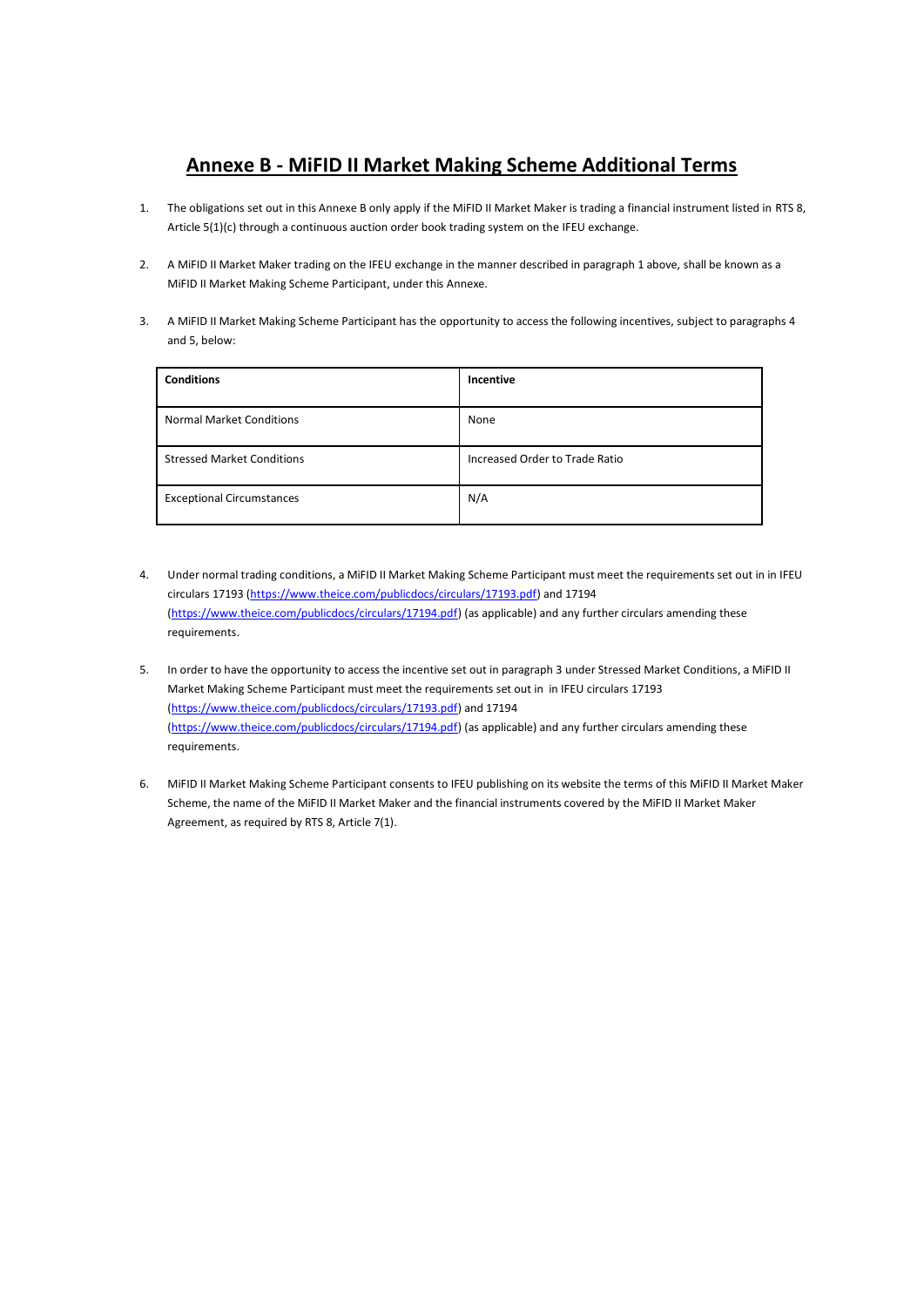# Annexe B - MiFID II Market Making Scheme Additional Terms

1. The obligations set out in this Annexe B only apply if the MiFID II Market Maker is trading a financial instrument listed in RTS 8, Article 5(1)(c) through a continuous auction order book trading system on the IFEU exchange.

2. A MiFID II Market Maker trading on the IFEU exchange in the manner described in paragraph 1 above, shall be known as a MiFID II Market Making Scheme Participant, under this Annexe.

3. A MiFID II Market Making Scheme Participant has the opportunity to access the following incentives, subject to paragraphs 4 and 5, below:

| Conditions | Incentive |
|---|---|
| Normal Market Conditions | None |
| Stressed Market Conditions | Increased Order to Trade Ratio |
| Exceptional Circumstances | N/A |

4. Under normal trading conditions, a MiFID II Market Making Scheme Participant must meet the requirements set out in in IFEU circulars 17193 ([https://www.theice.com/publicdocs/circulars/17193.pdf](https://www.theice.com/publicdocs/circulars/17193.pdf)) and 17194 ([https://www.theice.com/publicdocs/circulars/17194.pdf](https://www.theice.com/publicdocs/circulars/17194.pdf)) (as applicable) and any further circulars amending these requirements.

5. In order to have the opportunity to access the incentive set out in paragraph 3 under Stressed Market Conditions, a MiFID II Market Making Scheme Participant must meet the requirements set out in in IFEU circulars 17193 ([https://www.theice.com/publicdocs/circulars/17193.pdf](https://www.theice.com/publicdocs/circulars/17193.pdf)) and 17194 ([https://www.theice.com/publicdocs/circulars/17194.pdf](https://www.theice.com/publicdocs/circulars/17194.pdf)) (as applicable) and any further circulars amending these requirements.

6. MiFID II Market Making Scheme Participant consents to IFEU publishing on its website the terms of this MiFID II Market Maker Scheme, the name of the MiFID II Market Maker and the financial instruments covered by the MiFID II Market Maker Agreement, as required by RTS 8, Article 7(1).